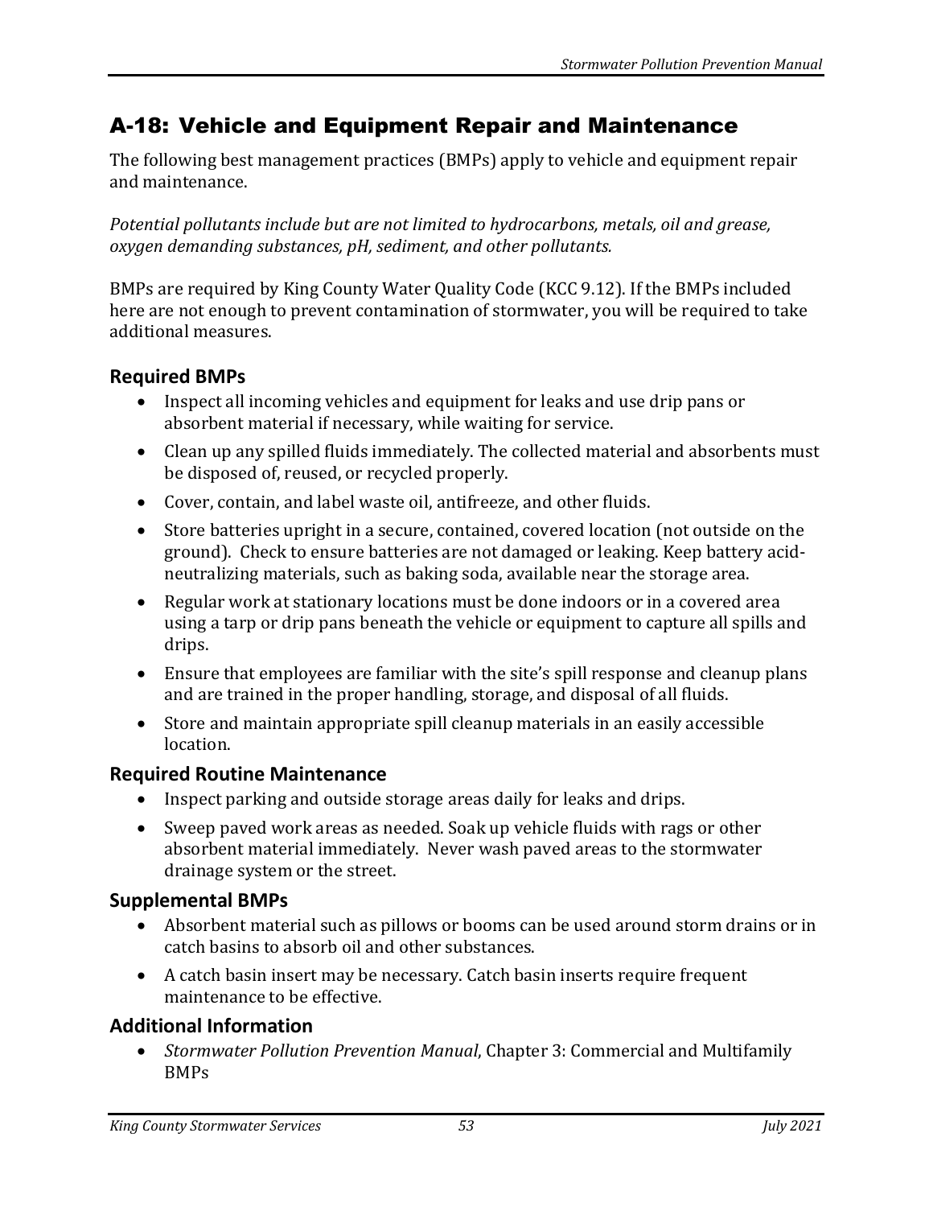# A-18: Vehicle and Equipment Repair and Maintenance

The following best management practices (BMPs) apply to vehicle and equipment repair and maintenance.

*Potential pollutants include but are not limited to hydrocarbons, metals, oil and grease, oxygen demanding substances, pH, sediment, and other pollutants.*

BMPs are required by King County Water Quality Code (KCC 9.12). If the BMPs included here are not enough to prevent contamination of stormwater, you will be required to take additional measures.

## Required BMPs

- Inspect all incoming vehicles and equipment for leaks and use drip pans or absorbent material if necessary, while waiting for service.
- Clean up any spilled fluids immediately. The collected material and absorbents must be disposed of, reused, or recycled properly.
- Cover, contain, and label waste oil, antifreeze, and other fluids.
- Store batteries upright in a secure, contained, covered location (not outside on the ground). Check to ensure batteries are not damaged or leaking. Keep battery acid-neutralizing materials, such as baking soda, available near the storage area.
- Regular work at stationary locations must be done indoors or in a covered area using a tarp or drip pans beneath the vehicle or equipment to capture all spills and drips.
- Ensure that employees are familiar with the site's spill response and cleanup plans and are trained in the proper handling, storage, and disposal of all fluids.
- Store and maintain appropriate spill cleanup materials in an easily accessible location.

## Required Routine Maintenance

- Inspect parking and outside storage areas daily for leaks and drips.
- Sweep paved work areas as needed. Soak up vehicle fluids with rags or other absorbent material immediately. Never wash paved areas to the stormwater drainage system or the street.

## Supplemental BMPs

- Absorbent material such as pillows or booms can be used around storm drains or in catch basins to absorb oil and other substances.
- A catch basin insert may be necessary. Catch basin inserts require frequent maintenance to be effective.

## Additional Information

- *Stormwater Pollution Prevention Manual*, Chapter 3: Commercial and Multifamily BMPs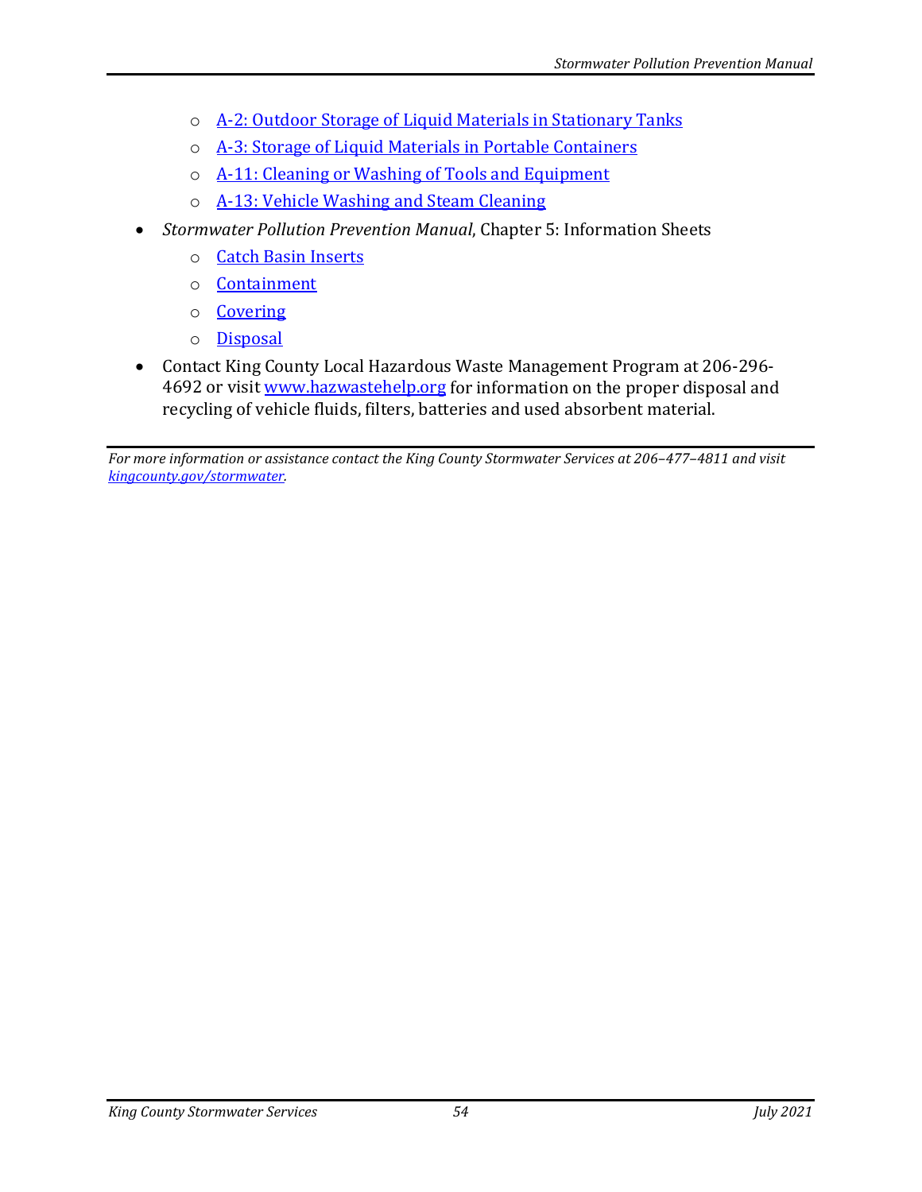- [A-2: Outdoor Storage of Liquid Materials in Stationary Tanks]()
   - [A-3: Storage of Liquid Materials in Portable Containers]()
   - [A-11: Cleaning or Washing of Tools and Equipment]()
   - [A-13: Vehicle Washing and Steam Cleaning]()
- *Stormwater Pollution Prevention Manual*, Chapter 5: Information Sheets
   - [Catch Basin Inserts]()
   - [Containment]()
   - [Covering]()
   - [Disposal]()
- Contact King County Local Hazardous Waste Management Program at 206-296-4692 or visit [www.hazwastehelp.org](www.hazwastehelp.org) for information on the proper disposal and recycling of vehicle fluids, filters, batteries and used absorbent material.

---

*For more information or assistance contact the King County Stormwater Services at 206–477–4811 and visit [kingcounty.gov/stormwater](kingcounty.gov/stormwater).*